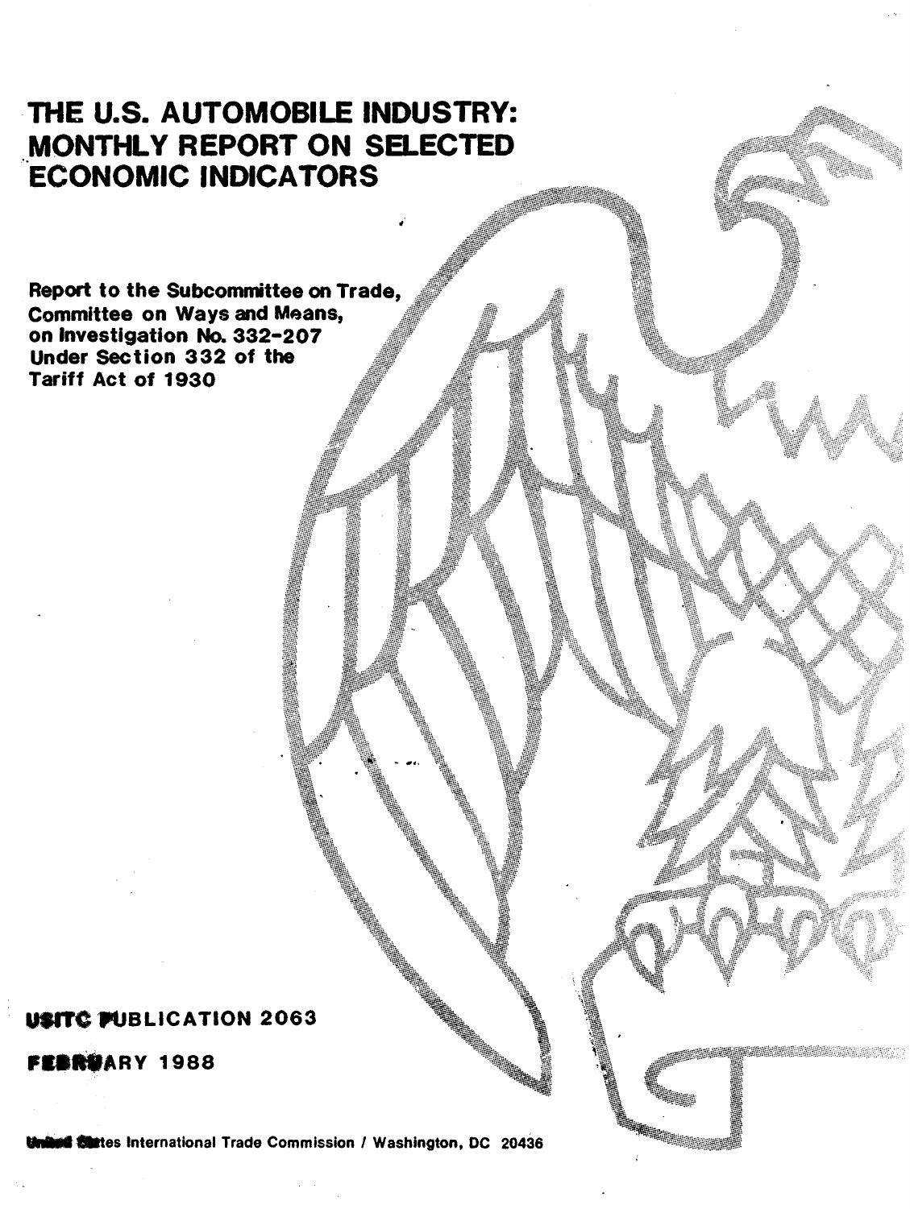# THE U.S. AUTOMOBILE INDUSTRY: MONTHLY REPORT ON SELECTED ECONOMIC INDICATORS

**Report to the Subcommittee on Trade, Committee on Ways and Means, on Investigation No. 332-207 Under Section 332 of the Tariff Act of 1930**

**USITC PUBLICATION 2063**

**FEBRUARY 1988**

United States International Trade Commission / Washington, DC 20436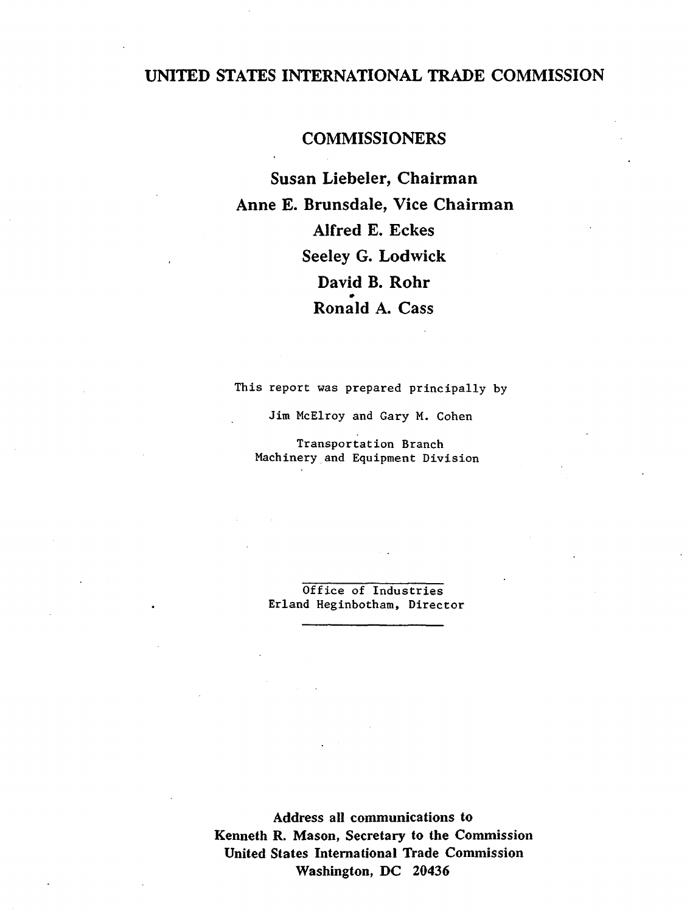# UNITED STATES INTERNATIONAL TRADE COMMISSION

## COMMISSIONERS

**Susan Liebeler, Chairman**
**Anne E. Brunsdale, Vice Chairman**
**Alfred E. Eckes**
**Seeley G. Lodwick**
**David B. Rohr**
**Ronald A. Cass**

This report was prepared principally by

Jim McElroy and Gary M. Cohen

Transportation Branch
Machinery and Equipment Division

Office of Industries
Erland Heginbotham, Director

**Address all communications to**
**Kenneth R. Mason, Secretary to the Commission**
**United States International Trade Commission**
**Washington, DC 20436**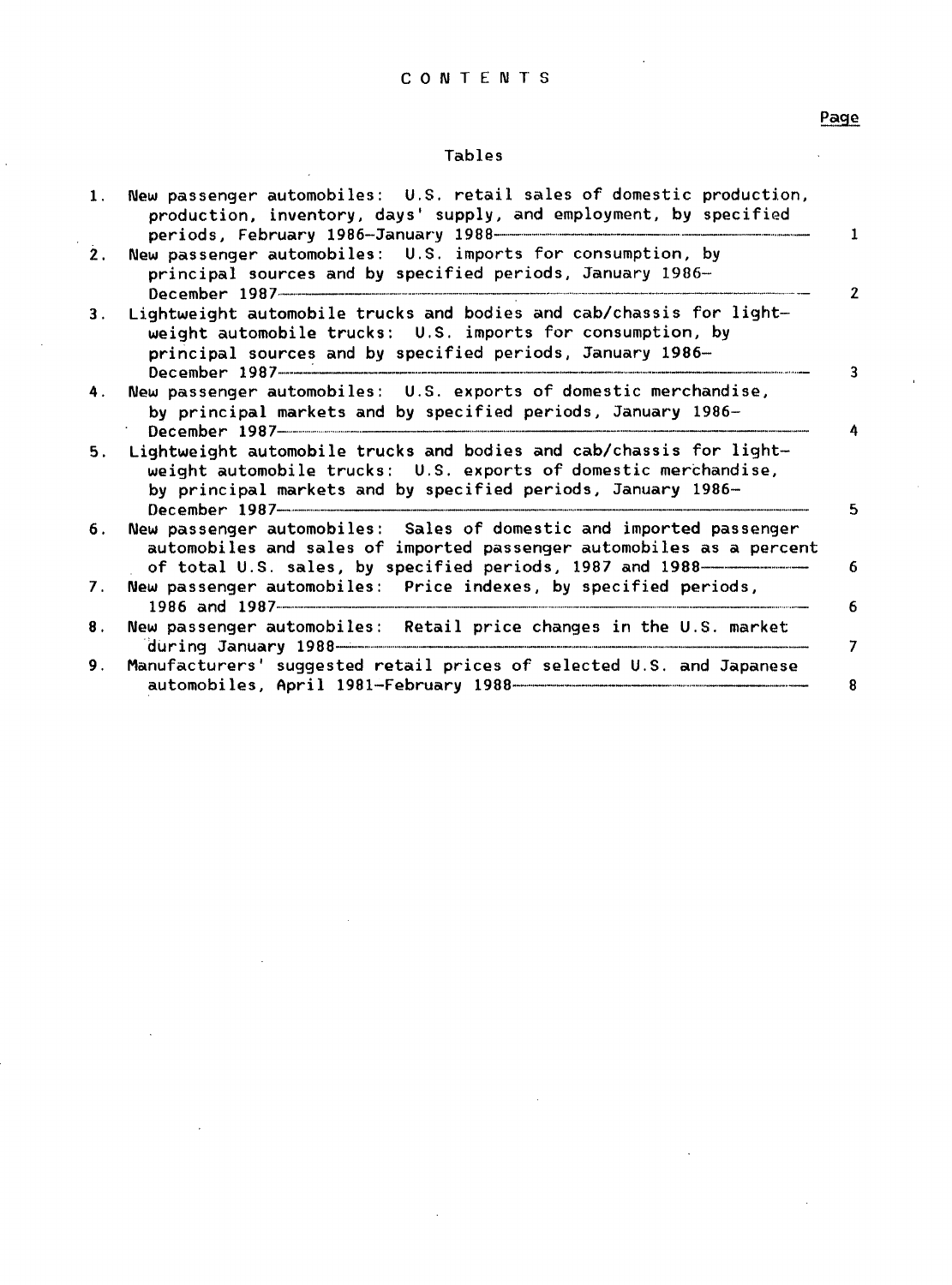# CONTENTS

Page

## Tables

| | | Page |
|---|---|---|
| 1. | New passenger automobiles: U.S. retail sales of domestic production, production, inventory, days' supply, and employment, by specified periods, February 1986–January 1988 | 1 |
| 2. | New passenger automobiles: U.S. imports for consumption, by principal sources and by specified periods, January 1986–December 1987 | 2 |
| 3. | Lightweight automobile trucks and bodies and cab/chassis for lightweight automobile trucks: U.S. imports for consumption, by principal sources and by specified periods, January 1986–December 1987 | 3 |
| 4. | New passenger automobiles: U.S. exports of domestic merchandise, by principal markets and by specified periods, January 1986–December 1987 | 4 |
| 5. | Lightweight automobile trucks and bodies and cab/chassis for lightweight automobile trucks: U.S. exports of domestic merchandise, by principal markets and by specified periods, January 1986–December 1987 | 5 |
| 6. | New passenger automobiles: Sales of domestic and imported passenger automobiles and sales of imported passenger automobiles as a percent of total U.S. sales, by specified periods, 1987 and 1988 | 6 |
| 7. | New passenger automobiles: Price indexes, by specified periods, 1986 and 1987 | 6 |
| 8. | New passenger automobiles: Retail price changes in the U.S. market during January 1988 | 7 |
| 9. | Manufacturers' suggested retail prices of selected U.S. and Japanese automobiles, April 1981–February 1988 | 8 |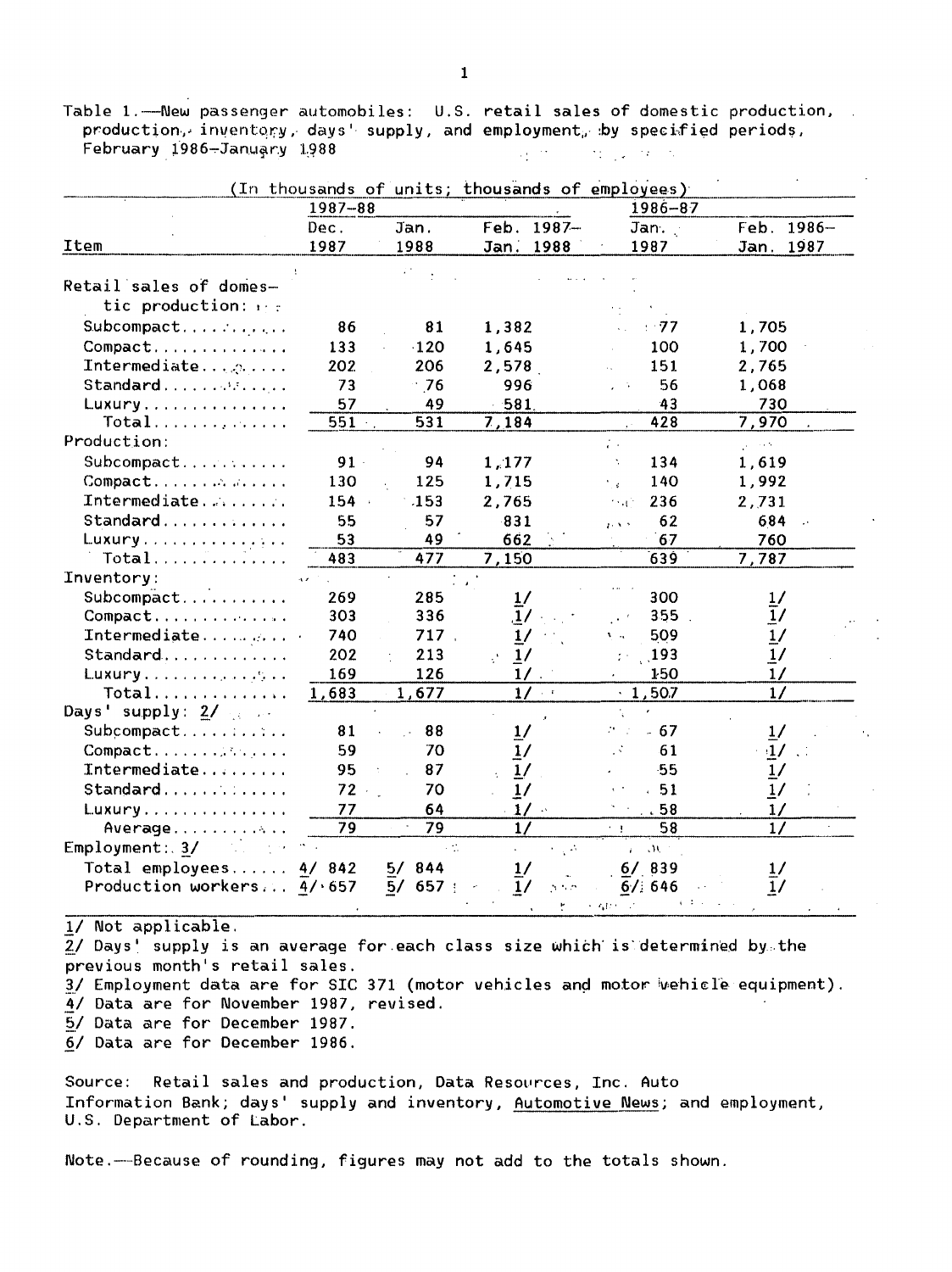Table 1.—New passenger automobiles: U.S. retail sales of domestic production, production, inventory, days' supply, and employment, by specified periods, February 1986–January 1988

(In thousands of units; thousands of employees)

| Item | 1987–88 | | | 1986–87 | |
|---|---|---|---|---|---|
| | Dec. 1987 | Jan. 1988 | Feb. 1987–Jan. 1988 | Jan. 1987 | Feb. 1986–Jan. 1987 |
| Retail sales of domestic production: | | | | | |
| Subcompact | 86 | 81 | 1,382 | 77 | 1,705 |
| Compact | 133 | 120 | 1,645 | 100 | 1,700 |
| Intermediate | 202 | 206 | 2,578 | 151 | 2,765 |
| Standard | 73 | 76 | 996 | 56 | 1,068 |
| Luxury | 57 | 49 | 581 | 43 | 730 |
| Total | 551 | 531 | 7,184 | 428 | 7,970 |
| Production: | | | | | |
| Subcompact | 91 | 94 | 1,177 | 134 | 1,619 |
| Compact | 130 | 125 | 1,715 | 140 | 1,992 |
| Intermediate | 154 | 153 | 2,765 | 236 | 2,731 |
| Standard | 55 | 57 | 831 | 62 | 684 |
| Luxury | 53 | 49 | 662 | 67 | 760 |
| Total | 483 | 477 | 7,150 | 639 | 7,787 |
| Inventory: | | | | | |
| Subcompact | 269 | 285 | 1/ | 300 | 1/ |
| Compact | 303 | 336 | 1/ | 355 | 1/ |
| Intermediate | 740 | 717 | 1/ | 509 | 1/ |
| Standard | 202 | 213 | 1/ | 193 | 1/ |
| Luxury | 169 | 126 | 1/ | 150 | 1/ |
| Total | 1,683 | 1,677 | 1/ | 1,507 | 1/ |
| Days' supply: 2/ | | | | | |
| Subcompact | 81 | 88 | 1/ | 67 | 1/ |
| Compact | 59 | 70 | 1/ | 61 | 1/ |
| Intermediate | 95 | 87 | 1/ | 55 | 1/ |
| Standard | 72 | 70 | 1/ | 51 | 1/ |
| Luxury | 77 | 64 | 1/ | 58 | 1/ |
| Average | 79 | 79 | 1/ | 58 | 1/ |
| Employment: 3/ | | | | | |
| Total employees | 4/ 842 | 5/ 844 | 1/ | 6/ 839 | 1/ |
| Production workers | 4/ 657 | 5/ 657 | 1/ | 6/ 646 | 1/ |

1/ Not applicable.
2/ Days' supply is an average for each class size which is determined by the previous month's retail sales.
3/ Employment data are for SIC 371 (motor vehicles and motor vehicle equipment).
4/ Data are for November 1987, revised.
5/ Data are for December 1987.
6/ Data are for December 1986.

Source: Retail sales and production, Data Resources, Inc. Auto Information Bank; days' supply and inventory, Automotive News; and employment, U.S. Department of Labor.

Note.—Because of rounding, figures may not add to the totals shown.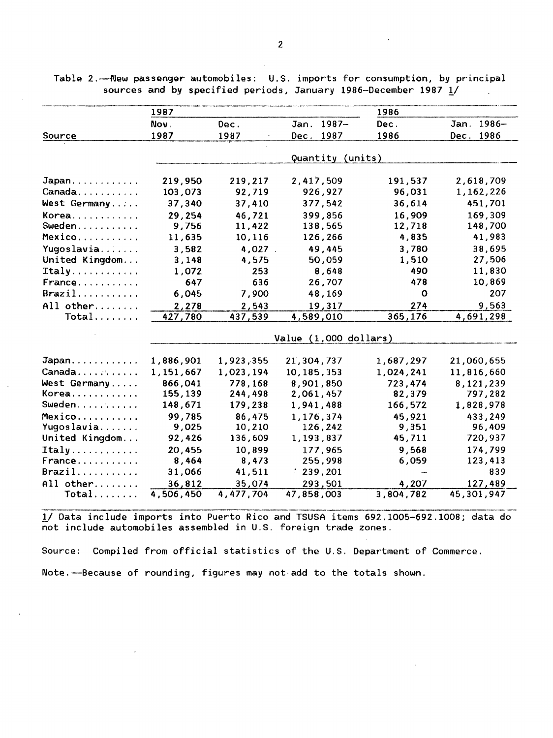Table 2.—New passenger automobiles: U.S. imports for consumption, by principal sources and by specified periods, January 1986–December 1987 1/

| Source | 1987 | | | 1986 | |
|---|---|---|---|---|---|
| | Nov. 1987 | Dec. 1987 | Jan. 1987– Dec. 1987 | Dec. 1986 | Jan. 1986– Dec. 1986 |
| | Quantity (units) | | | | |
| Japan | 219,950 | 219,217 | 2,417,509 | 191,537 | 2,618,709 |
| Canada | 103,073 | 92,719 | 926,927 | 96,031 | 1,162,226 |
| West Germany | 37,340 | 37,410 | 377,542 | 36,614 | 451,701 |
| Korea | 29,254 | 46,721 | 399,856 | 16,909 | 169,309 |
| Sweden | 9,756 | 11,422 | 138,565 | 12,718 | 148,700 |
| Mexico | 11,635 | 10,116 | 126,266 | 4,835 | 41,983 |
| Yugoslavia | 3,582 | 4,027 | 49,445 | 3,780 | 38,695 |
| United Kingdom | 3,148 | 4,575 | 50,059 | 1,510 | 27,506 |
| Italy | 1,072 | 253 | 8,648 | 490 | 11,830 |
| France | 647 | 636 | 26,707 | 478 | 10,869 |
| Brazil | 6,045 | 7,900 | 48,169 | 0 | 207 |
| All other | 2,278 | 2,543 | 19,317 | 274 | 9,563 |
| Total | 427,780 | 437,539 | 4,589,010 | 365,176 | 4,691,298 |
| | Value (1,000 dollars) | | | | |
| Japan | 1,886,901 | 1,923,355 | 21,304,737 | 1,687,297 | 21,060,655 |
| Canada | 1,151,667 | 1,023,194 | 10,185,353 | 1,024,241 | 11,816,660 |
| West Germany | 866,041 | 778,168 | 8,901,850 | 723,474 | 8,121,239 |
| Korea | 155,139 | 244,498 | 2,061,457 | 82,379 | 797,282 |
| Sweden | 148,671 | 179,238 | 1,941,488 | 166,572 | 1,828,978 |
| Mexico | 99,785 | 86,475 | 1,176,374 | 45,921 | 433,249 |
| Yugoslavia | 9,025 | 10,210 | 126,242 | 9,351 | 96,409 |
| United Kingdom | 92,426 | 136,609 | 1,193,837 | 45,711 | 720,937 |
| Italy | 20,455 | 10,899 | 177,965 | 9,568 | 174,799 |
| France | 8,464 | 8,473 | 255,998 | 6,059 | 123,413 |
| Brazil | 31,066 | 41,511 | 239,201 | — | 839 |
| All other | 36,812 | 35,074 | 293,501 | 4,207 | 127,489 |
| Total | 4,506,450 | 4,477,704 | 47,858,003 | 3,804,782 | 45,301,947 |

1/ Data include imports into Puerto Rico and TSUSA items 692.1005–692.1008; data do not include automobiles assembled in U.S. foreign trade zones.

Source: Compiled from official statistics of the U.S. Department of Commerce.

Note.—Because of rounding, figures may not add to the totals shown.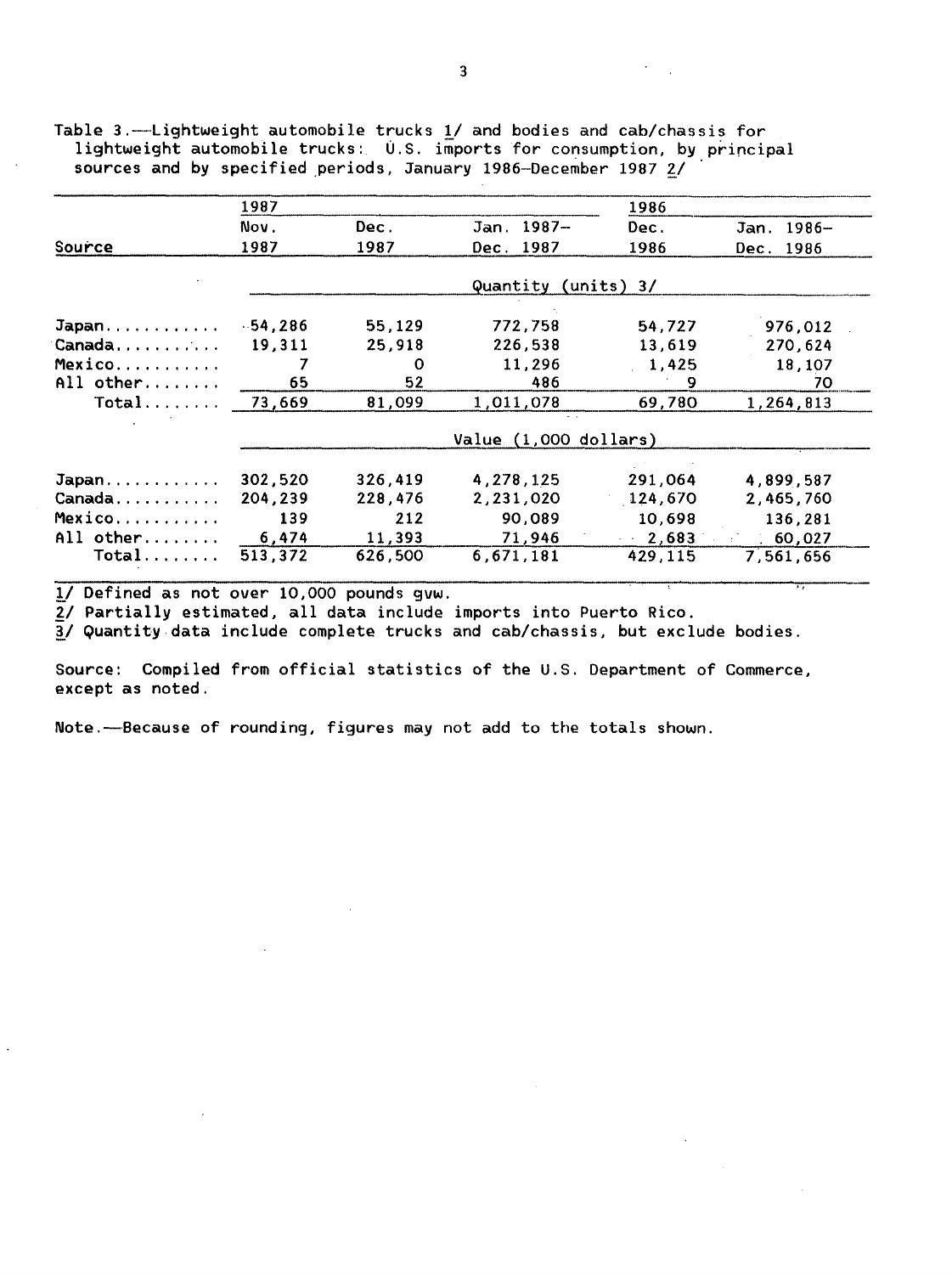Table 3.—Lightweight automobile trucks 1/ and bodies and cab/chassis for lightweight automobile trucks: U.S. imports for consumption, by principal sources and by specified periods, January 1986–December 1987 2/

| Source | 1987 Nov. 1987 | 1987 Dec. 1987 | 1987 Jan. 1987– Dec. 1987 | 1986 Dec. 1986 | 1986 Jan. 1986– Dec. 1986 |
|---|---|---|---|---|---|
| | Quantity (units) 3/ | | | | |
| Japan | 54,286 | 55,129 | 772,758 | 54,727 | 976,012 |
| Canada | 19,311 | 25,918 | 226,538 | 13,619 | 270,624 |
| Mexico | 7 | 0 | 11,296 | 1,425 | 18,107 |
| All other | 65 | 52 | 486 | 9 | 70 |
| Total | 73,669 | 81,099 | 1,011,078 | 69,780 | 1,264,813 |
| | Value (1,000 dollars) | | | | |
| Japan | 302,520 | 326,419 | 4,278,125 | 291,064 | 4,899,587 |
| Canada | 204,239 | 228,476 | 2,231,020 | 124,670 | 2,465,760 |
| Mexico | 139 | 212 | 90,089 | 10,698 | 136,281 |
| All other | 6,474 | 11,393 | 71,946 | 2,683 | 60,027 |
| Total | 513,372 | 626,500 | 6,671,181 | 429,115 | 7,561,656 |

1/ Defined as not over 10,000 pounds gvw.
2/ Partially estimated, all data include imports into Puerto Rico.
3/ Quantity data include complete trucks and cab/chassis, but exclude bodies.

Source: Compiled from official statistics of the U.S. Department of Commerce, except as noted.

Note.—Because of rounding, figures may not add to the totals shown.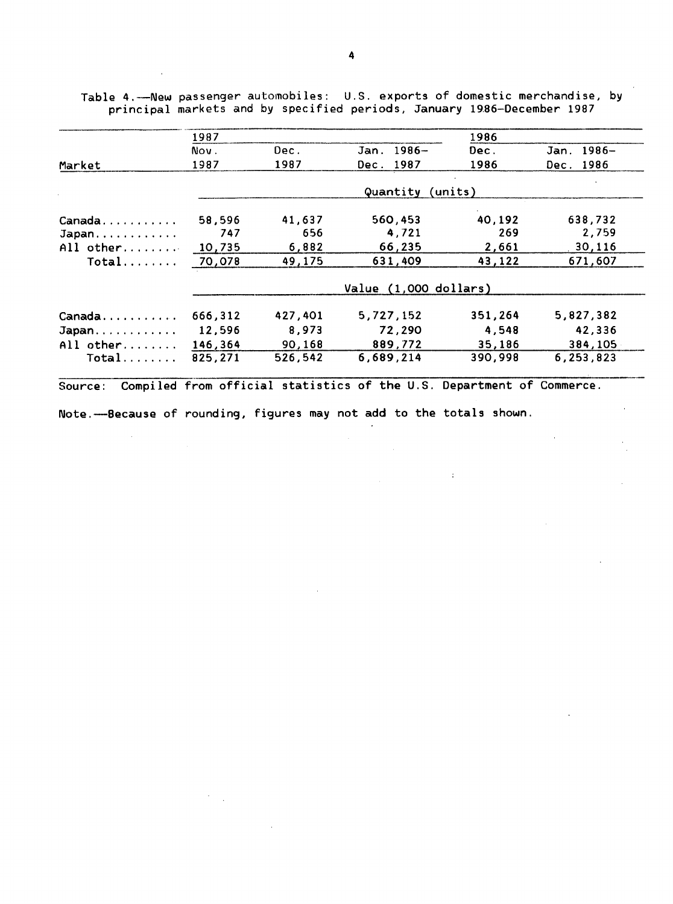Table 4.—New passenger automobiles: U.S. exports of domestic merchandise, by principal markets and by specified periods, January 1986–December 1987

| Market | 1987 | | | 1986 | |
|---|---|---|---|---|---|
| | Nov. 1987 | Dec. 1987 | Jan. 1986– Dec. 1987 | Dec. 1986 | Jan. 1986– Dec. 1986 |
| | Quantity (units) | | | | |
| Canada | 58,596 | 41,637 | 560,453 | 40,192 | 638,732 |
| Japan | 747 | 656 | 4,721 | 269 | 2,759 |
| All other | 10,735 | 6,882 | 66,235 | 2,661 | 30,116 |
| Total | 70,078 | 49,175 | 631,409 | 43,122 | 671,607 |
| | Value (1,000 dollars) | | | | |
| Canada | 666,312 | 427,401 | 5,727,152 | 351,264 | 5,827,382 |
| Japan | 12,596 | 8,973 | 72,290 | 4,548 | 42,336 |
| All other | 146,364 | 90,168 | 889,772 | 35,186 | 384,105 |
| Total | 825,271 | 526,542 | 6,689,214 | 390,998 | 6,253,823 |

Source: Compiled from official statistics of the U.S. Department of Commerce.

Note.—Because of rounding, figures may not add to the totals shown.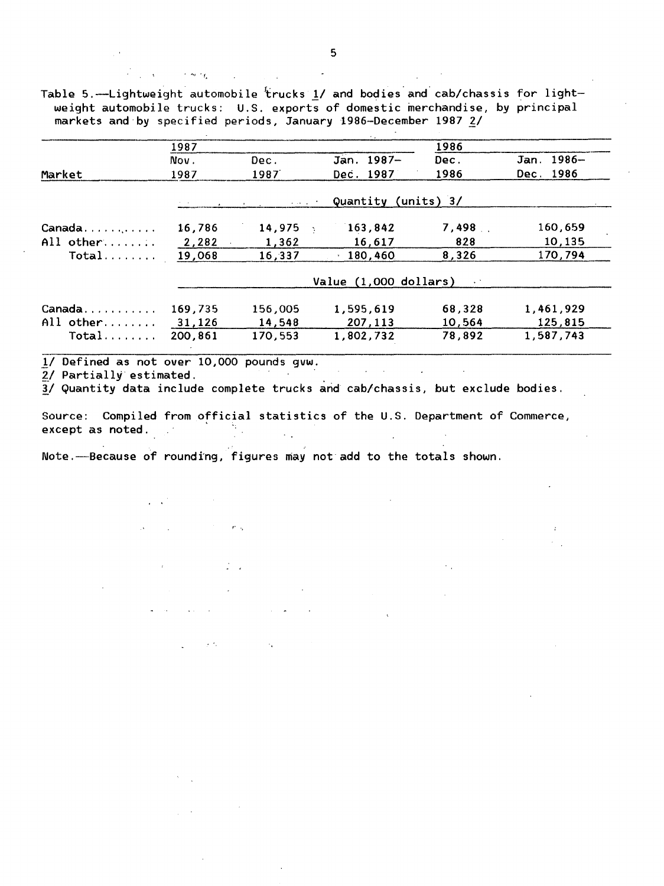Table 5.—Lightweight automobile trucks 1/ and bodies and cab/chassis for lightweight automobile trucks: U.S. exports of domestic merchandise, by principal markets and by specified periods, January 1986–December 1987 2/

| Market | 1987 | | | 1986 | |
|---|---|---|---|---|---|
| | Nov. 1987 | Dec. 1987 | Jan. 1987–Dec. 1987 | Dec. 1986 | Jan. 1986–Dec. 1986 |
| | Quantity (units) 3/ | | | | |
| Canada | 16,786 | 14,975 | 163,842 | 7,498 | 160,659 |
| All other | 2,282 | 1,362 | 16,617 | 828 | 10,135 |
| Total | 19,068 | 16,337 | 180,460 | 8,326 | 170,794 |
| | Value (1,000 dollars) | | | | |
| Canada | 169,735 | 156,005 | 1,595,619 | 68,328 | 1,461,929 |
| All other | 31,126 | 14,548 | 207,113 | 10,564 | 125,815 |
| Total | 200,861 | 170,553 | 1,802,732 | 78,892 | 1,587,743 |

1/ Defined as not over 10,000 pounds gvw.
2/ Partially estimated.
3/ Quantity data include complete trucks and cab/chassis, but exclude bodies.

Source: Compiled from official statistics of the U.S. Department of Commerce, except as noted.

Note.—Because of rounding, figures may not add to the totals shown.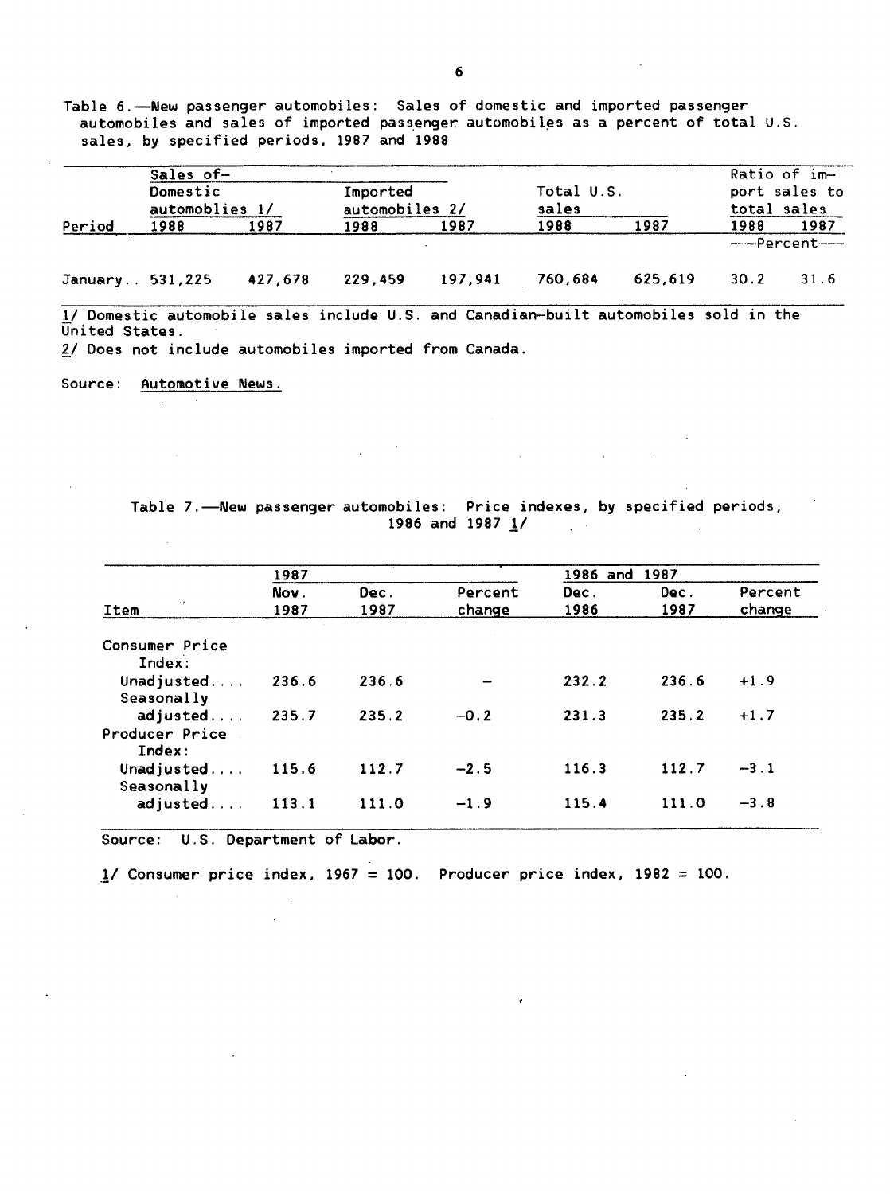Table 6.—New passenger automobiles: Sales of domestic and imported passenger automobiles and sales of imported passenger automobiles as a percent of total U.S. sales, by specified periods, 1987 and 1988

| Period | Sales of— Domestic automoblies 1/ | | Imported automobiles 2/ | | Total U.S. sales | | Ratio of import sales to total sales | |
|---|---|---|---|---|---|---|---|---|
| | 1988 | 1987 | 1988 | 1987 | 1988 | 1987 | 1988 | 1987 |
| | | | | | | | ——Percent—— | |
| January.. | 531,225 | 427,678 | 229,459 | 197,941 | 760,684 | 625,619 | 30.2 | 31.6 |

1/ Domestic automobile sales include U.S. and Canadian-built automobiles sold in the United States.

2/ Does not include automobiles imported from Canada.

Source: Automotive News.

Table 7.—New passenger automobiles: Price indexes, by specified periods, 1986 and 1987 1/

| Item | 1987 Nov. 1987 | Dec. 1987 | Percent change | 1986 and 1987 Dec. 1986 | Dec. 1987 | Percent change |
|---|---|---|---|---|---|---|
| Consumer Price Index: | | | | | | |
| Unadjusted.... | 236.6 | 236.6 | - | 232.2 | 236.6 | +1.9 |
| Seasonally adjusted.... | 235.7 | 235.2 | -0.2 | 231.3 | 235.2 | +1.7 |
| Producer Price Index: | | | | | | |
| Unadjusted.... | 115.6 | 112.7 | -2.5 | 116.3 | 112.7 | -3.1 |
| Seasonally adjusted.... | 113.1 | 111.0 | -1.9 | 115.4 | 111.0 | -3.8 |

Source: U.S. Department of Labor.

1/ Consumer price index, 1967 = 100. Producer price index, 1982 = 100.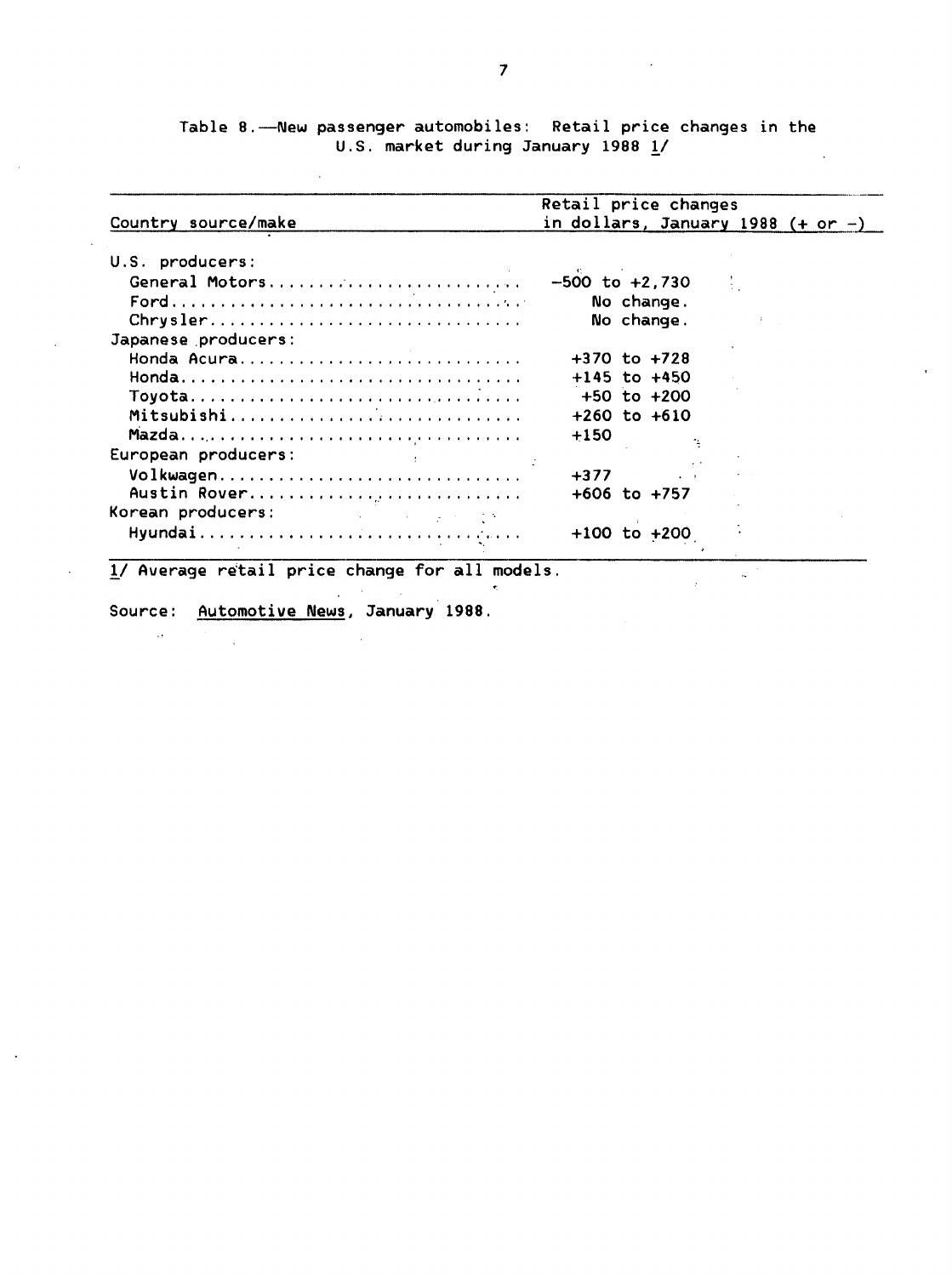Table 8.—New passenger automobiles: Retail price changes in the U.S. market during January 1988 1/

| Country source/make | Retail price changes in dollars, January 1988 (+ or –) |
|---|---|
| U.S. producers: | |
| General Motors | –500 to +2,730 |
| Ford | No change. |
| Chrysler | No change. |
| Japanese producers: | |
| Honda Acura | +370 to +728 |
| Honda | +145 to +450 |
| Toyota | +50 to +200 |
| Mitsubishi | +260 to +610 |
| Mazda | +150 |
| European producers: | |
| Volkwagen | +377 |
| Austin Rover | +606 to +757 |
| Korean producers: | |
| Hyundai | +100 to +200 |

1/ Average retail price change for all models.

Source: Automotive News, January 1988.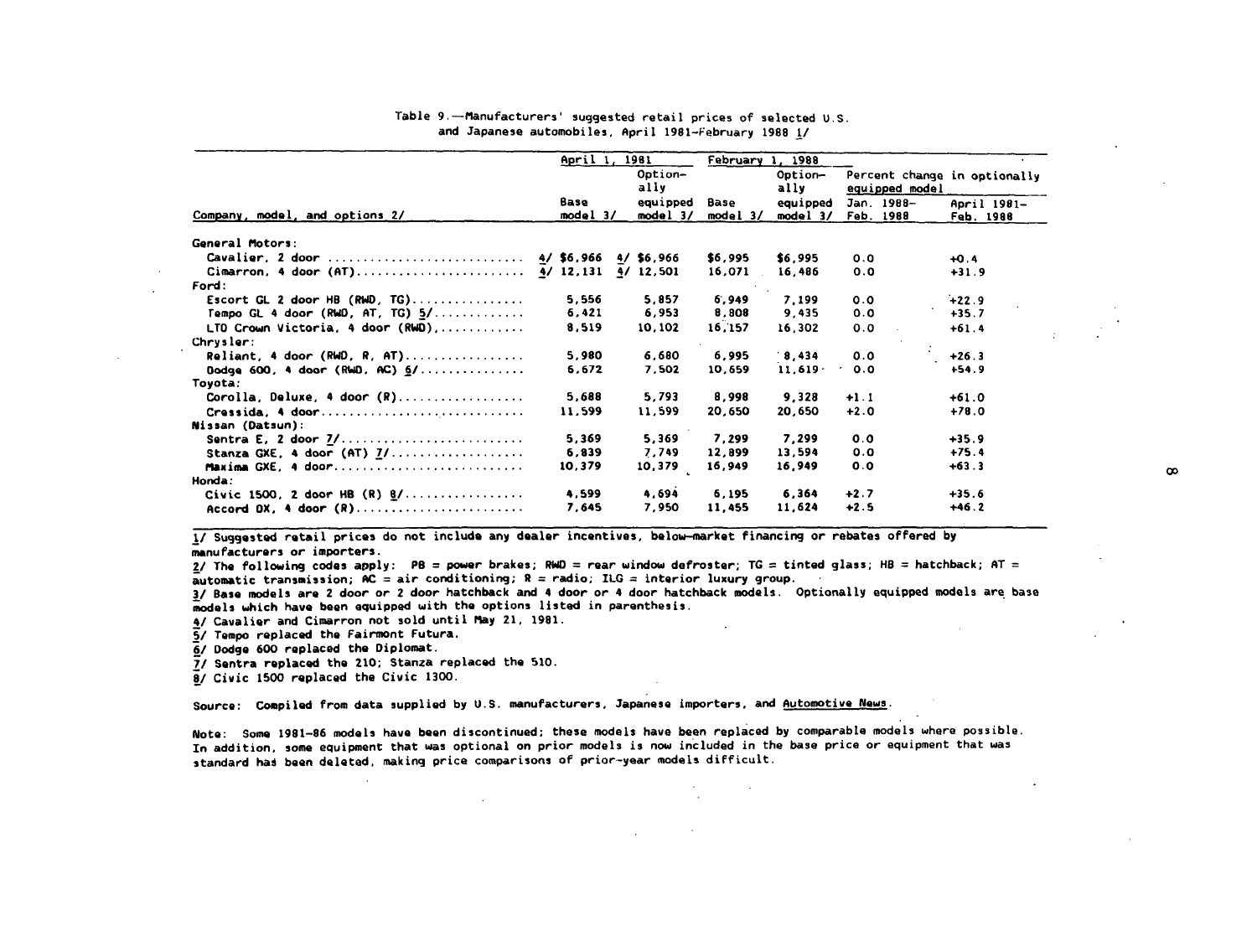Table 9.—Manufacturers' suggested retail prices of selected U.S. and Japanese automobiles, April 1981–February 1988 1/

| Company, model, and options 2/ | April 1, 1981 | | February 1, 1988 | | Percent change in optionally equipped model | |
|---|---|---|---|---|---|---|
| | Base model 3/ | Optionally equipped model 3/ | Base model 3/ | Optionally equipped model 3/ | Jan. 1988–Feb. 1988 | April 1981–Feb. 1988 |
| General Motors: | | | | | | |
| Cavalier, 2 door | 4/ $6,966 | 4/ $6,966 | $6,995 | $6,995 | 0.0 | +0.4 |
| Cimarron, 4 door (AT) | 4/ 12,131 | 4/ 12,501 | 16,071 | 16,486 | 0.0 | +31.9 |
| Ford: | | | | | | |
| Escort GL 2 door HB (RWD, TG) | 5,556 | 5,857 | 6,949 | 7,199 | 0.0 | +22.9 |
| Tempo GL 4 door (RWD, AT, TG) 5/ | 6,421 | 6,953 | 8,808 | 9,435 | 0.0 | +35.7 |
| LTD Crown Victoria, 4 door (RWD) | 8,519 | 10,102 | 16,157 | 16,302 | 0.0 | +61.4 |
| Chrysler: | | | | | | |
| Reliant, 4 door (RWD, R, AT) | 5,980 | 6,680 | 6,995 | 8,434 | 0.0 | +26.3 |
| Dodge 600, 4 door (RWD, AC) 6/ | 6,672 | 7,502 | 10,659 | 11,619 | 0.0 | +54.9 |
| Toyota: | | | | | | |
| Corolla, Deluxe, 4 door (R) | 5,688 | 5,793 | 8,998 | 9,328 | +1.1 | +61.0 |
| Cressida, 4 door | 11,599 | 11,599 | 20,650 | 20,650 | +2.0 | +78.0 |
| Nissan (Datsun): | | | | | | |
| Sentra E, 2 door 7/ | 5,369 | 5,369 | 7,299 | 7,299 | 0.0 | +35.9 |
| Stanza GXE, 4 door (AT) 7/ | 6,839 | 7,749 | 12,899 | 13,594 | 0.0 | +75.4 |
| Maxima GXE, 4 door | 10,379 | 10,379 | 16,949 | 16,949 | 0.0 | +63.3 |
| Honda: | | | | | | |
| Civic 1500, 2 door HB (R) 8/ | 4,599 | 4,694 | 6,195 | 6,364 | +2.7 | +35.6 |
| Accord DX, 4 door (R) | 7,645 | 7,950 | 11,455 | 11,624 | +2.5 | +46.2 |

1/ Suggested retail prices do not include any dealer incentives, below-market financing or rebates offered by manufacturers or importers.
2/ The following codes apply: PB = power brakes; RWD = rear window defroster; TG = tinted glass; HB = hatchback; AT = automatic transmission; AC = air conditioning; R = radio; ILG = interior luxury group.
3/ Base models are 2 door or 2 door hatchback and 4 door or 4 door hatchback models. Optionally equipped models are base models which have been equipped with the options listed in parenthesis.
4/ Cavalier and Cimarron not sold until May 21, 1981.
5/ Tempo replaced the Fairmont Futura.
6/ Dodge 600 replaced the Diplomat.
7/ Sentra replaced the 210; Stanza replaced the 510.
8/ Civic 1500 replaced the Civic 1300.

Source: Compiled from data supplied by U.S. manufacturers, Japanese importers, and Automotive News.

Note: Some 1981-86 models have been discontinued; these models have been replaced by comparable models where possible. In addition, some equipment that was optional on prior models is now included in the base price or equipment that was standard has been deleted, making price comparisons of prior-year models difficult.